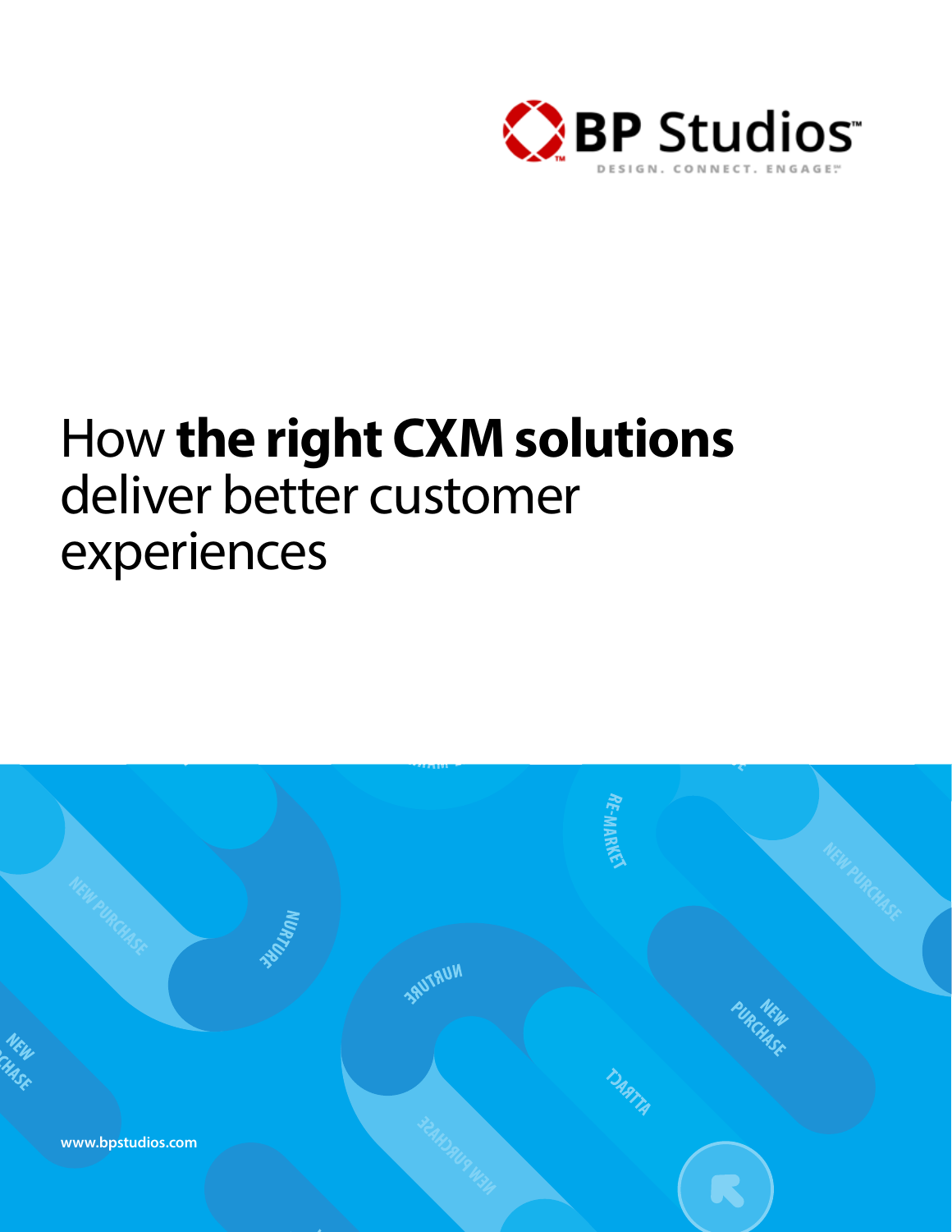BP Studios™

DESIGN. CONNECT. ENGAGE.℠

# How **the right CXM solutions** deliver better customer experiences

www.bpstudios.com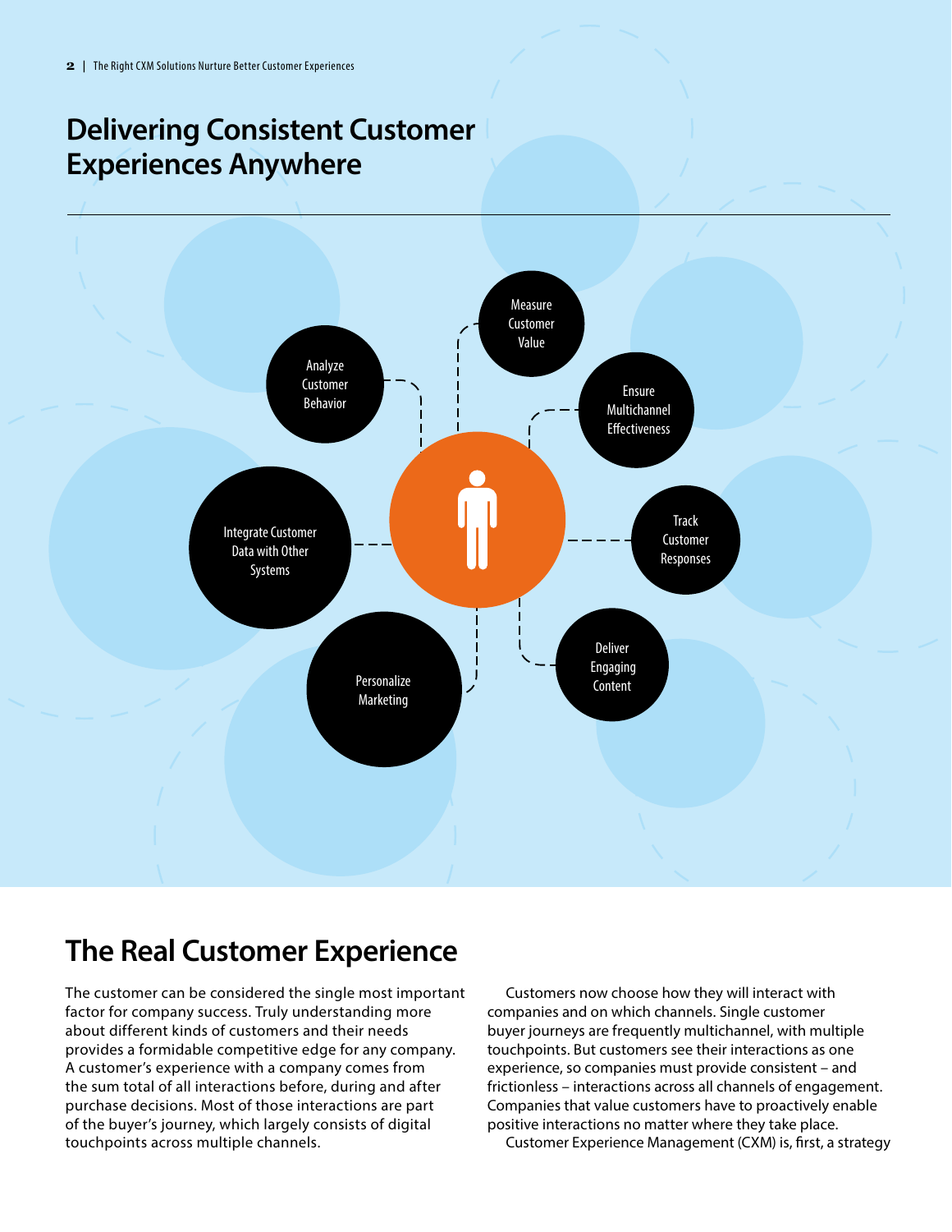## Delivering Consistent Customer Experiences Anywhere

- Measure Customer Value
- Analyze Customer Behavior
- Ensure Multichannel Effectiveness
- Integrate Customer Data with Other Systems
- Track Customer Responses
- Deliver Engaging Content
- Personalize Marketing

## The Real Customer Experience

The customer can be considered the single most important factor for company success. Truly understanding more about different kinds of customers and their needs provides a formidable competitive edge for any company. A customer's experience with a company comes from the sum total of all interactions before, during and after purchase decisions. Most of those interactions are part of the buyer's journey, which largely consists of digital touchpoints across multiple channels.

Customers now choose how they will interact with companies and on which channels. Single customer buyer journeys are frequently multichannel, with multiple touchpoints. But customers see their interactions as one experience, so companies must provide consistent – and frictionless – interactions across all channels of engagement. Companies that value customers have to proactively enable positive interactions no matter where they take place.

Customer Experience Management (CXM) is, first, a strategy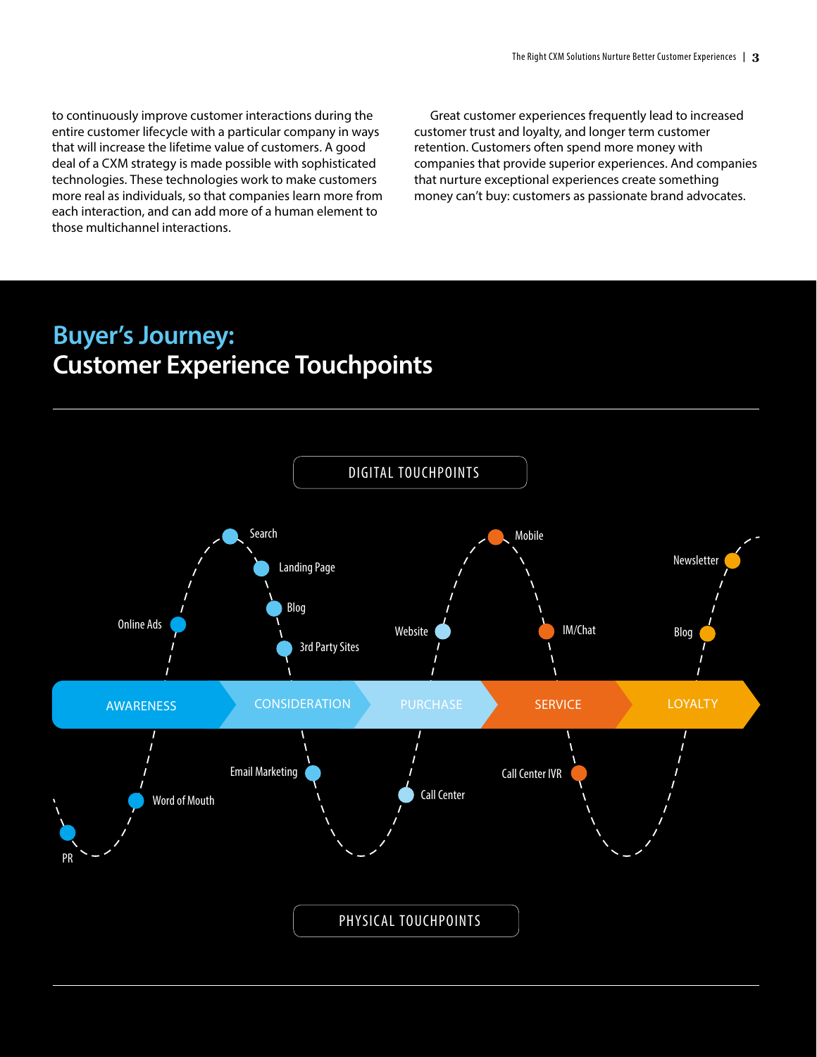to continuously improve customer interactions during the entire customer lifecycle with a particular company in ways that will increase the lifetime value of customers. A good deal of a CXM strategy is made possible with sophisticated technologies. These technologies work to make customers more real as individuals, so that companies learn more from each interaction, and can add more of a human element to those multichannel interactions.

Great customer experiences frequently lead to increased customer trust and loyalty, and longer term customer retention. Customers often spend more money with companies that provide superior experiences. And companies that nurture exceptional experiences create something money can't buy: customers as passionate brand advocates.

## Buyer's Journey: Customer Experience Touchpoints

DIGITAL TOUCHPOINTS

Search

Landing Page

Blog

3rd Party Sites

Online Ads

Website

Mobile

IM/Chat

Newsletter

Blog

AWARENESS | CONSIDERATION | PURCHASE | SERVICE | LOYALTY

Email Marketing

Word of Mouth

PR

Call Center

Call Center IVR

PHYSICAL TOUCHPOINTS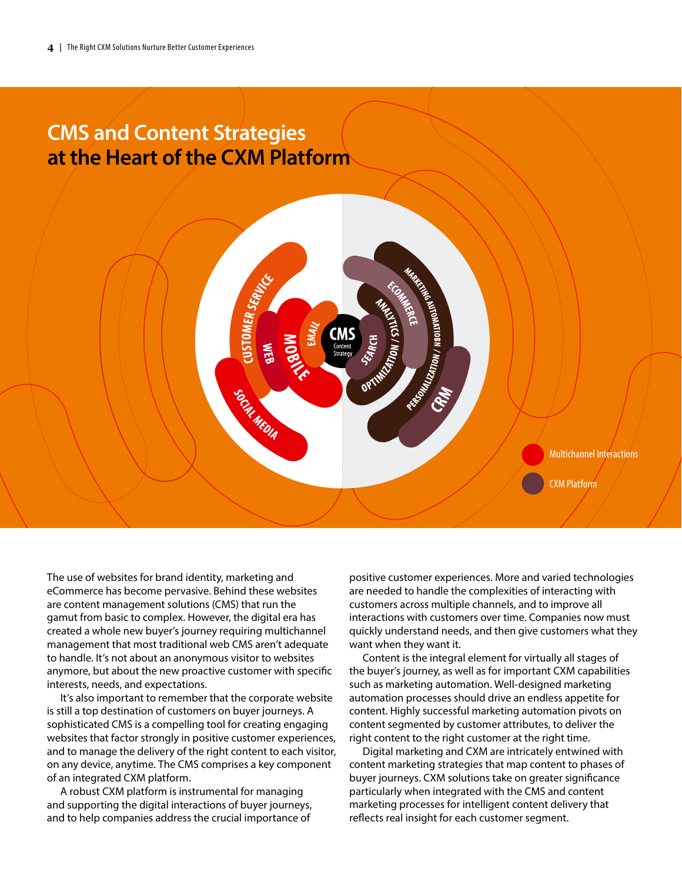# CMS and Content Strategies at the Heart of the CXM Platform

CUSTOMER SERVICE
WEB
MOBILE
EMAIL
SOCIAL MEDIA
CMS
Content Strategy
SEARCH
OPTIMIZATION / ANALYTICS
ECOMMERCE
PERSONALIZATION / MARKETING AUTOMATIOBN
CRM

Multichannel Interactions

CXM Platform

The use of websites for brand identity, marketing and eCommerce has become pervasive. Behind these websites are content management solutions (CMS) that run the gamut from basic to complex. However, the digital era has created a whole new buyer's journey requiring multichannel management that most traditional web CMS aren't adequate to handle. It's not about an anonymous visitor to websites anymore, but about the new proactive customer with specific interests, needs, and expectations.

It's also important to remember that the corporate website is still a top destination of customers on buyer journeys. A sophisticated CMS is a compelling tool for creating engaging websites that factor strongly in positive customer experiences, and to manage the delivery of the right content to each visitor, on any device, anytime. The CMS comprises a key component of an integrated CXM platform.

A robust CXM platform is instrumental for managing and supporting the digital interactions of buyer journeys, and to help companies address the crucial importance of positive customer experiences. More and varied technologies are needed to handle the complexities of interacting with customers across multiple channels, and to improve all interactions with customers over time. Companies now must quickly understand needs, and then give customers what they want when they want it.

Content is the integral element for virtually all stages of the buyer's journey, as well as for important CXM capabilities such as marketing automation. Well-designed marketing automation processes should drive an endless appetite for content. Highly successful marketing automation pivots on content segmented by customer attributes, to deliver the right content to the right customer at the right time.

Digital marketing and CXM are intricately entwined with content marketing strategies that map content to phases of buyer journeys. CXM solutions take on greater significance particularly when integrated with the CMS and content marketing processes for intelligent content delivery that reflects real insight for each customer segment.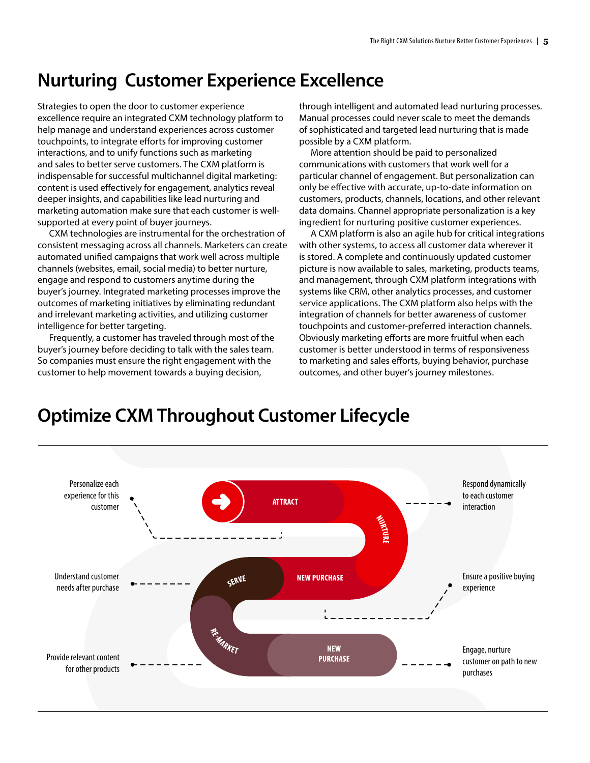# Nurturing Customer Experience Excellence

Strategies to open the door to customer experience excellence require an integrated CXM technology platform to help manage and understand experiences across customer touchpoints, to integrate efforts for improving customer interactions, and to unify functions such as marketing and sales to better serve customers. The CXM platform is indispensable for successful multichannel digital marketing: content is used effectively for engagement, analytics reveal deeper insights, and capabilities like lead nurturing and marketing automation make sure that each customer is well-supported at every point of buyer journeys.

CXM technologies are instrumental for the orchestration of consistent messaging across all channels. Marketers can create automated unified campaigns that work well across multiple channels (websites, email, social media) to better nurture, engage and respond to customers anytime during the buyer's journey. Integrated marketing processes improve the outcomes of marketing initiatives by eliminating redundant and irrelevant marketing activities, and utilizing customer intelligence for better targeting.

Frequently, a customer has traveled through most of the buyer's journey before deciding to talk with the sales team. So companies must ensure the right engagement with the customer to help movement towards a buying decision, through intelligent and automated lead nurturing processes. Manual processes could never scale to meet the demands of sophisticated and targeted lead nurturing that is made possible by a CXM platform.

More attention should be paid to personalized communications with customers that work well for a particular channel of engagement. But personalization can only be effective with accurate, up-to-date information on customers, products, channels, locations, and other relevant data domains. Channel appropriate personalization is a key ingredient for nurturing positive customer experiences.

A CXM platform is also an agile hub for critical integrations with other systems, to access all customer data wherever it is stored. A complete and continuously updated customer picture is now available to sales, marketing, products teams, and management, through CXM platform integrations with systems like CRM, other analytics processes, and customer service applications. The CXM platform also helps with the integration of channels for better awareness of customer touchpoints and customer-preferred interaction channels. Obviously marketing efforts are more fruitful when each customer is better understood in terms of responsiveness to marketing and sales efforts, buying behavior, purchase outcomes, and other buyer's journey milestones.

# Optimize CXM Throughout Customer Lifecycle

- ATTRACT — Personalize each experience for this customer
- NURTURE — Respond dynamically to each customer interaction
- NEW PURCHASE — Ensure a positive buying experience
- SERVE — Understand customer needs after purchase
- RE-MARKET — Provide relevant content for other products
- NEW PURCHASE — Engage, nurture customer on path to new purchases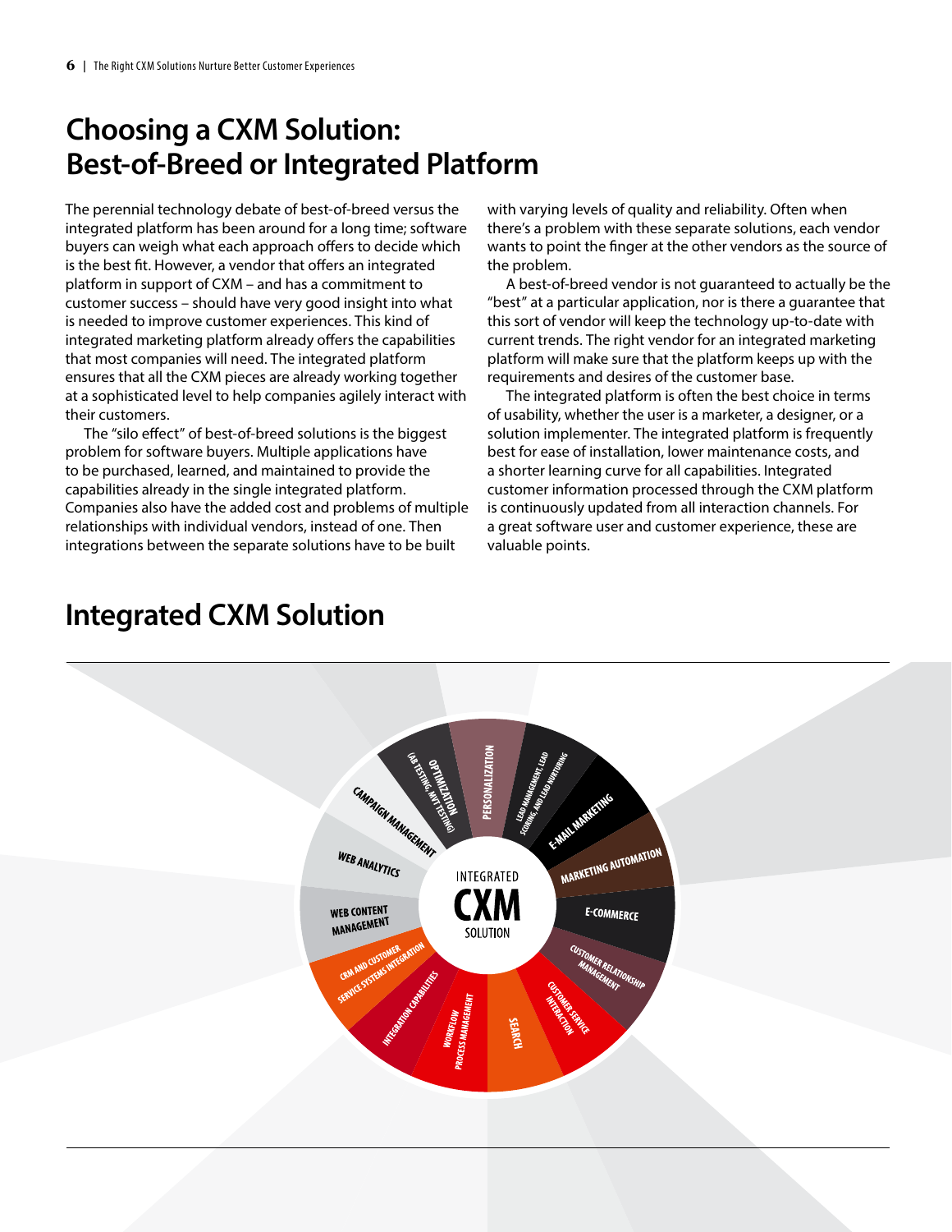## Choosing a CXM Solution: Best-of-Breed or Integrated Platform

The perennial technology debate of best-of-breed versus the integrated platform has been around for a long time; software buyers can weigh what each approach offers to decide which is the best fit. However, a vendor that offers an integrated platform in support of CXM – and has a commitment to customer success – should have very good insight into what is needed to improve customer experiences. This kind of integrated marketing platform already offers the capabilities that most companies will need. The integrated platform ensures that all the CXM pieces are already working together at a sophisticated level to help companies agilely interact with their customers.

The "silo effect" of best-of-breed solutions is the biggest problem for software buyers. Multiple applications have to be purchased, learned, and maintained to provide the capabilities already in the single integrated platform. Companies also have the added cost and problems of multiple relationships with individual vendors, instead of one. Then integrations between the separate solutions have to be built with varying levels of quality and reliability. Often when there's a problem with these separate solutions, each vendor wants to point the finger at the other vendors as the source of the problem.

A best-of-breed vendor is not guaranteed to actually be the "best" at a particular application, nor is there a guarantee that this sort of vendor will keep the technology up-to-date with current trends. The right vendor for an integrated marketing platform will make sure that the platform keeps up with the requirements and desires of the customer base.

The integrated platform is often the best choice in terms of usability, whether the user is a marketer, a designer, or a solution implementer. The integrated platform is frequently best for ease of installation, lower maintenance costs, and a shorter learning curve for all capabilities. Integrated customer information processed through the CXM platform is continuously updated from all interaction channels. For a great software user and customer experience, these are valuable points.

## Integrated CXM Solution

INTEGRATED CXM SOLUTION

- Personalization
- Lead Management, Lead Scoring, and Lead Nurturing
- E-mail Marketing
- Marketing Automation
- E-Commerce
- Customer Relationship Management
- Customer Service Interaction
- Search
- Workflow Process Management
- Integration Capabilities
- CRM and Customer Service Systems Integration
- Web Content Management
- Web Analytics
- Campaign Management
- Optimization (AB Testing, MVT Testing)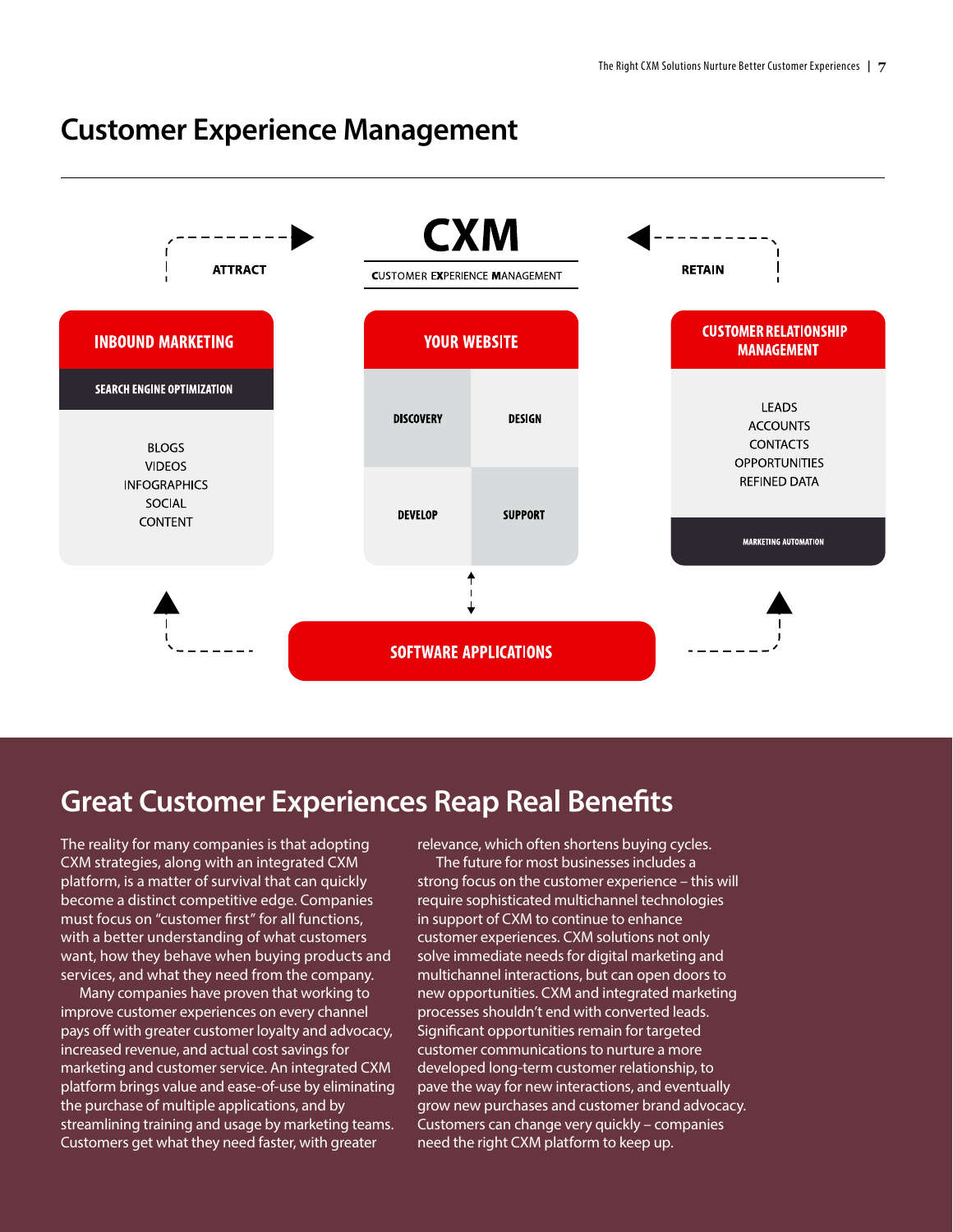# Customer Experience Management

**CXM**

CUSTOMER EXPERIENCE MANAGEMENT

ATTRACT

RETAIN

**INBOUND MARKETING**

SEARCH ENGINE OPTIMIZATION

BLOGS
VIDEOS
INFOGRAPHICS
SOCIAL
CONTENT

**YOUR WEBSITE**

| DISCOVERY | DESIGN |
|---|---|
| DEVELOP | SUPPORT |

**CUSTOMER RELATIONSHIP MANAGEMENT**

LEADS
ACCOUNTS
CONTACTS
OPPORTUNITIES
REFINED DATA

MARKETING AUTOMATION

**SOFTWARE APPLICATIONS**

## Great Customer Experiences Reap Real Benefits

The reality for many companies is that adopting CXM strategies, along with an integrated CXM platform, is a matter of survival that can quickly become a distinct competitive edge. Companies must focus on "customer first" for all functions, with a better understanding of what customers want, how they behave when buying products and services, and what they need from the company.

Many companies have proven that working to improve customer experiences on every channel pays off with greater customer loyalty and advocacy, increased revenue, and actual cost savings for marketing and customer service. An integrated CXM platform brings value and ease-of-use by eliminating the purchase of multiple applications, and by streamlining training and usage by marketing teams. Customers get what they need faster, with greater relevance, which often shortens buying cycles.

The future for most businesses includes a strong focus on the customer experience – this will require sophisticated multichannel technologies in support of CXM to continue to enhance customer experiences. CXM solutions not only solve immediate needs for digital marketing and multichannel interactions, but can open doors to new opportunities. CXM and integrated marketing processes shouldn't end with converted leads. Significant opportunities remain for targeted customer communications to nurture a more developed long-term customer relationship, to pave the way for new interactions, and eventually grow new purchases and customer brand advocacy. Customers can change very quickly – companies need the right CXM platform to keep up.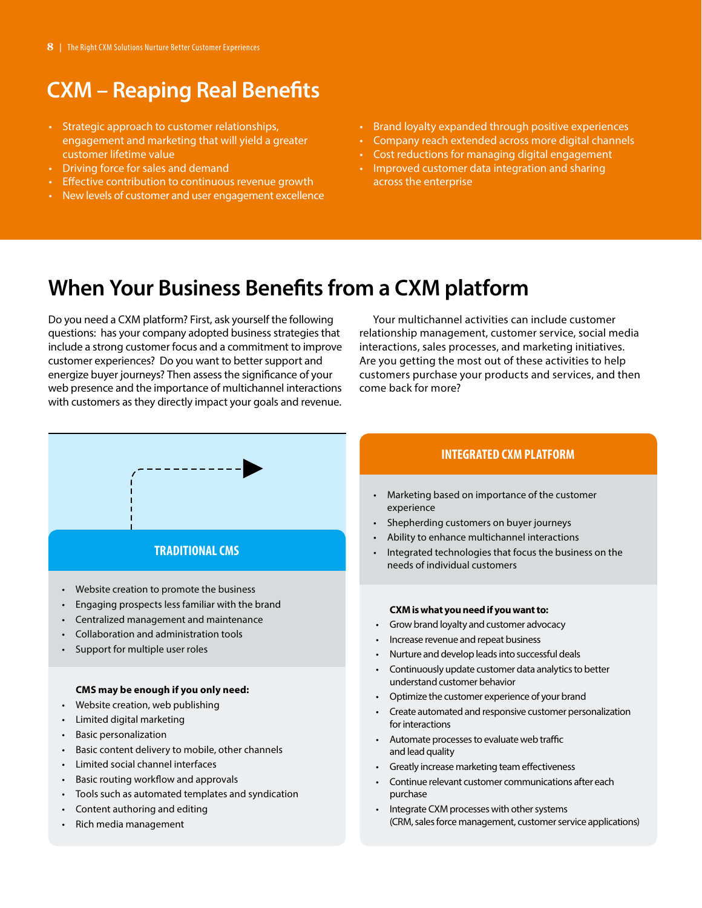## CXM – Reaping Real Benefits

- Strategic approach to customer relationships, engagement and marketing that will yield a greater customer lifetime value
- Driving force for sales and demand
- Effective contribution to continuous revenue growth
- New levels of customer and user engagement excellence
- Brand loyalty expanded through positive experiences
- Company reach extended across more digital channels
- Cost reductions for managing digital engagement
- Improved customer data integration and sharing across the enterprise

## When Your Business Benefits from a CXM platform

Do you need a CXM platform? First, ask yourself the following questions: has your company adopted business strategies that include a strong customer focus and a commitment to improve customer experiences? Do you want to better support and energize buyer journeys? Then assess the significance of your web presence and the importance of multichannel interactions with customers as they directly impact your goals and revenue.

Your multichannel activities can include customer relationship management, customer service, social media interactions, sales processes, and marketing initiatives. Are you getting the most out of these activities to help customers purchase your products and services, and then come back for more?

### TRADITIONAL CMS

- Website creation to promote the business
- Engaging prospects less familiar with the brand
- Centralized management and maintenance
- Collaboration and administration tools
- Support for multiple user roles

**CMS may be enough if you only need:**

- Website creation, web publishing
- Limited digital marketing
- Basic personalization
- Basic content delivery to mobile, other channels
- Limited social channel interfaces
- Basic routing workflow and approvals
- Tools such as automated templates and syndication
- Content authoring and editing
- Rich media management

### INTEGRATED CXM PLATFORM

- Marketing based on importance of the customer experience
- Shepherding customers on buyer journeys
- Ability to enhance multichannel interactions
- Integrated technologies that focus the business on the needs of individual customers

**CXM is what you need if you want to:**

- Grow brand loyalty and customer advocacy
- Increase revenue and repeat business
- Nurture and develop leads into successful deals
- Continuously update customer data analytics to better understand customer behavior
- Optimize the customer experience of your brand
- Create automated and responsive customer personalization for interactions
- Automate processes to evaluate web traffic and lead quality
- Greatly increase marketing team effectiveness
- Continue relevant customer communications after each purchase
- Integrate CXM processes with other systems (CRM, sales force management, customer service applications)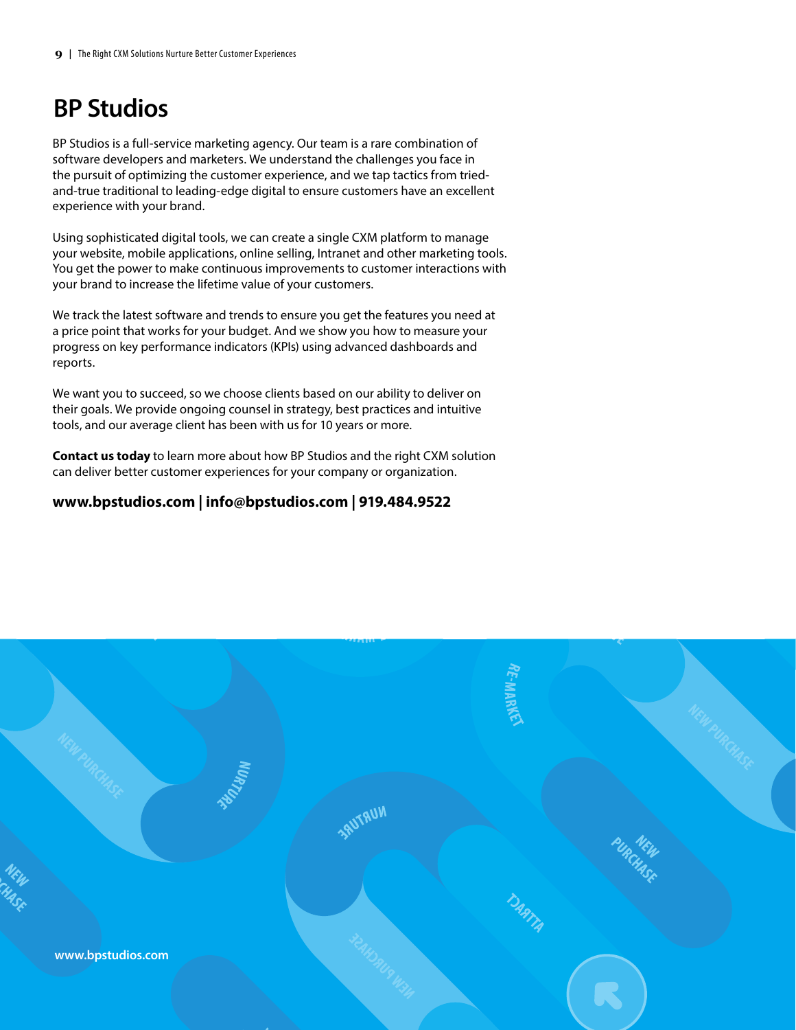# BP Studios

BP Studios is a full-service marketing agency. Our team is a rare combination of software developers and marketers. We understand the challenges you face in the pursuit of optimizing the customer experience, and we tap tactics from tried-and-true traditional to leading-edge digital to ensure customers have an excellent experience with your brand.

Using sophisticated digital tools, we can create a single CXM platform to manage your website, mobile applications, online selling, Intranet and other marketing tools. You get the power to make continuous improvements to customer interactions with your brand to increase the lifetime value of your customers.

We track the latest software and trends to ensure you get the features you need at a price point that works for your budget. And we show you how to measure your progress on key performance indicators (KPIs) using advanced dashboards and reports.

We want you to succeed, so we choose clients based on our ability to deliver on their goals. We provide ongoing counsel in strategy, best practices and intuitive tools, and our average client has been with us for 10 years or more.

**Contact us today** to learn more about how BP Studios and the right CXM solution can deliver better customer experiences for your company or organization.

**www.bpstudios.com | info@bpstudios.com | 919.484.9522**

www.bpstudios.com